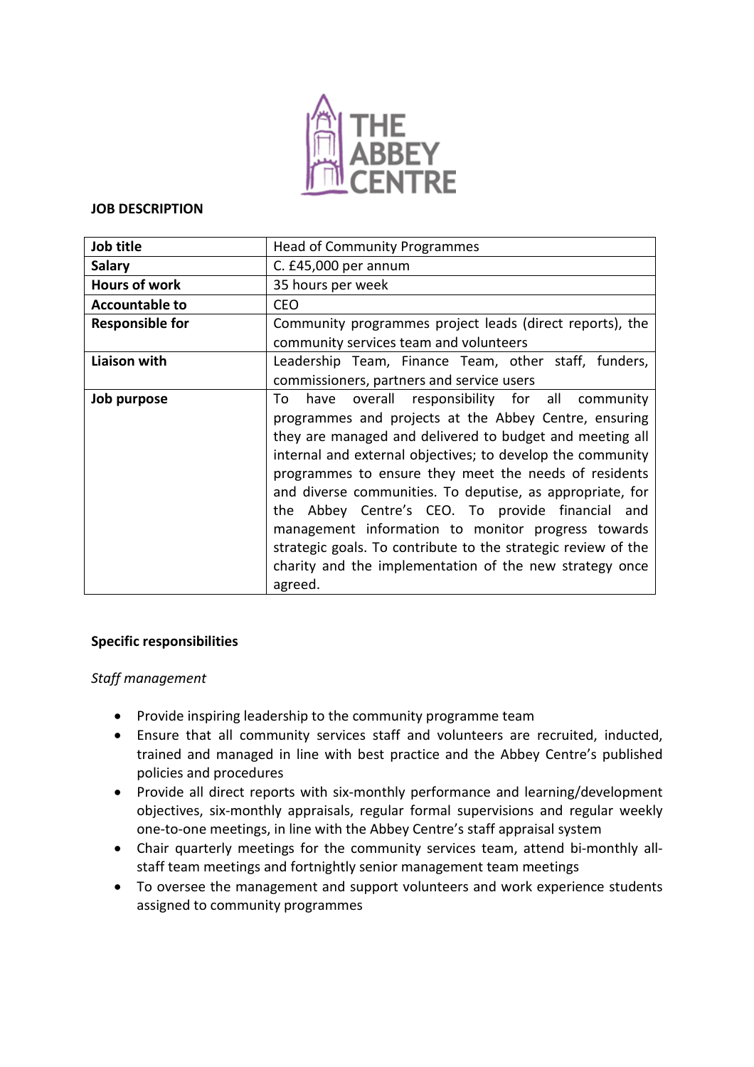**JOB DESCRIPTION**

| | |
|---|---|
| **Job title** | Head of Community Programmes |
| **Salary** | C. £45,000 per annum |
| **Hours of work** | 35 hours per week |
| **Accountable to** | CEO |
| **Responsible for** | Community programmes project leads (direct reports), the community services team and volunteers |
| **Liaison with** | Leadership Team, Finance Team, other staff, funders, commissioners, partners and service users |
| **Job purpose** | To have overall responsibility for all community programmes and projects at the Abbey Centre, ensuring they are managed and delivered to budget and meeting all internal and external objectives; to develop the community programmes to ensure they meet the needs of residents and diverse communities. To deputise, as appropriate, for the Abbey Centre's CEO. To provide financial and management information to monitor progress towards strategic goals. To contribute to the strategic review of the charity and the implementation of the new strategy once agreed. |

**Specific responsibilities**

*Staff management*

- Provide inspiring leadership to the community programme team
- Ensure that all community services staff and volunteers are recruited, inducted, trained and managed in line with best practice and the Abbey Centre's published policies and procedures
- Provide all direct reports with six-monthly performance and learning/development objectives, six-monthly appraisals, regular formal supervisions and regular weekly one-to-one meetings, in line with the Abbey Centre's staff appraisal system
- Chair quarterly meetings for the community services team, attend bi-monthly all-staff team meetings and fortnightly senior management team meetings
- To oversee the management and support volunteers and work experience students assigned to community programmes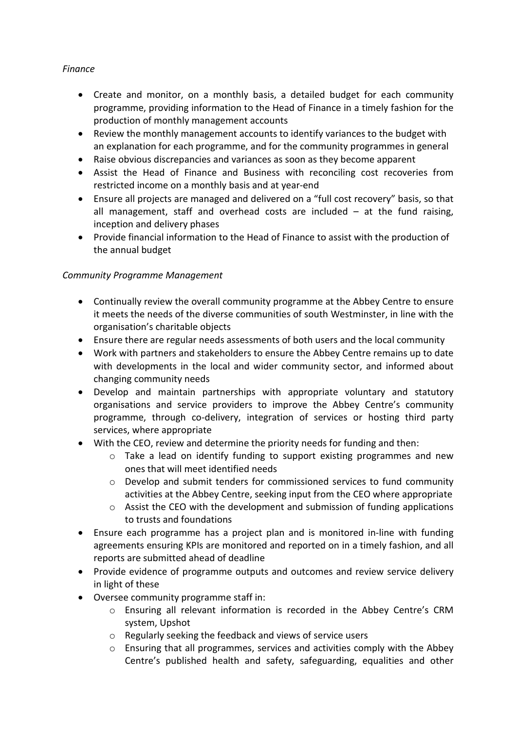*Finance*

- Create and monitor, on a monthly basis, a detailed budget for each community programme, providing information to the Head of Finance in a timely fashion for the production of monthly management accounts
- Review the monthly management accounts to identify variances to the budget with an explanation for each programme, and for the community programmes in general
- Raise obvious discrepancies and variances as soon as they become apparent
- Assist the Head of Finance and Business with reconciling cost recoveries from restricted income on a monthly basis and at year-end
- Ensure all projects are managed and delivered on a "full cost recovery" basis, so that all management, staff and overhead costs are included – at the fund raising, inception and delivery phases
- Provide financial information to the Head of Finance to assist with the production of the annual budget

*Community Programme Management*

- Continually review the overall community programme at the Abbey Centre to ensure it meets the needs of the diverse communities of south Westminster, in line with the organisation's charitable objects
- Ensure there are regular needs assessments of both users and the local community
- Work with partners and stakeholders to ensure the Abbey Centre remains up to date with developments in the local and wider community sector, and informed about changing community needs
- Develop and maintain partnerships with appropriate voluntary and statutory organisations and service providers to improve the Abbey Centre's community programme, through co-delivery, integration of services or hosting third party services, where appropriate
- With the CEO, review and determine the priority needs for funding and then:
    - Take a lead on identify funding to support existing programmes and new ones that will meet identified needs
    - Develop and submit tenders for commissioned services to fund community activities at the Abbey Centre, seeking input from the CEO where appropriate
    - Assist the CEO with the development and submission of funding applications to trusts and foundations
- Ensure each programme has a project plan and is monitored in-line with funding agreements ensuring KPIs are monitored and reported on in a timely fashion, and all reports are submitted ahead of deadline
- Provide evidence of programme outputs and outcomes and review service delivery in light of these
- Oversee community programme staff in:
    - Ensuring all relevant information is recorded in the Abbey Centre's CRM system, Upshot
    - Regularly seeking the feedback and views of service users
    - Ensuring that all programmes, services and activities comply with the Abbey Centre's published health and safety, safeguarding, equalities and other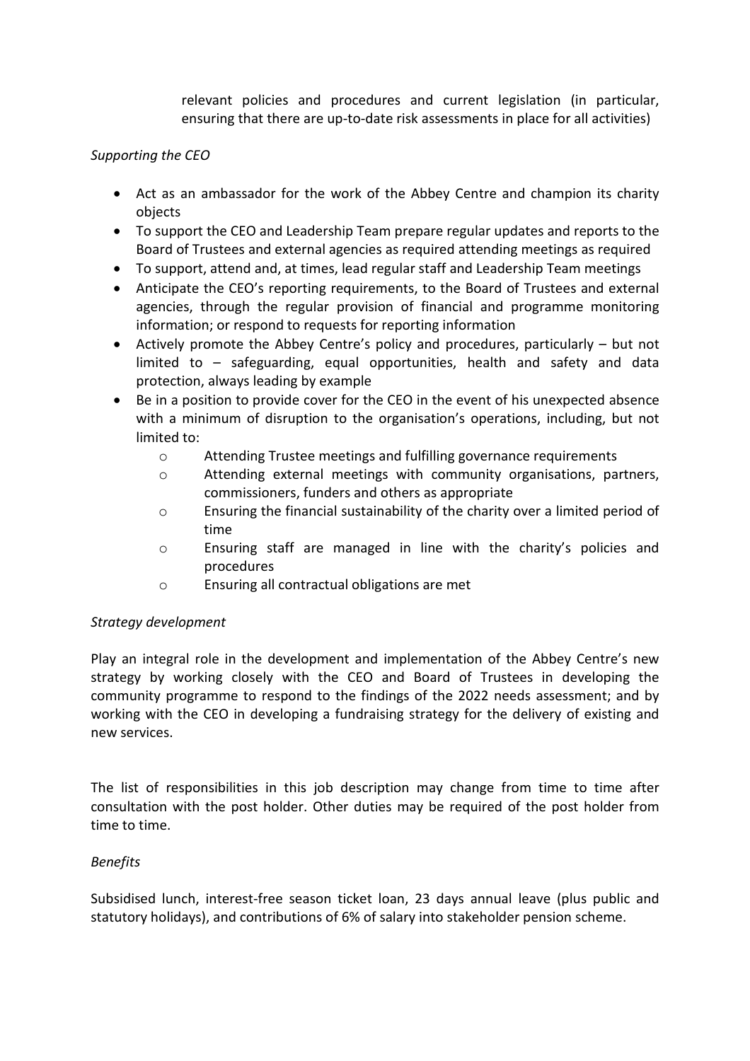relevant policies and procedures and current legislation (in particular, ensuring that there are up-to-date risk assessments in place for all activities)

*Supporting the CEO*

- Act as an ambassador for the work of the Abbey Centre and champion its charity objects
- To support the CEO and Leadership Team prepare regular updates and reports to the Board of Trustees and external agencies as required attending meetings as required
- To support, attend and, at times, lead regular staff and Leadership Team meetings
- Anticipate the CEO's reporting requirements, to the Board of Trustees and external agencies, through the regular provision of financial and programme monitoring information; or respond to requests for reporting information
- Actively promote the Abbey Centre's policy and procedures, particularly – but not limited to – safeguarding, equal opportunities, health and safety and data protection, always leading by example
- Be in a position to provide cover for the CEO in the event of his unexpected absence with a minimum of disruption to the organisation's operations, including, but not limited to:
  - Attending Trustee meetings and fulfilling governance requirements
  - Attending external meetings with community organisations, partners, commissioners, funders and others as appropriate
  - Ensuring the financial sustainability of the charity over a limited period of time
  - Ensuring staff are managed in line with the charity's policies and procedures
  - Ensuring all contractual obligations are met

*Strategy development*

Play an integral role in the development and implementation of the Abbey Centre's new strategy by working closely with the CEO and Board of Trustees in developing the community programme to respond to the findings of the 2022 needs assessment; and by working with the CEO in developing a fundraising strategy for the delivery of existing and new services.

The list of responsibilities in this job description may change from time to time after consultation with the post holder. Other duties may be required of the post holder from time to time.

*Benefits*

Subsidised lunch, interest-free season ticket loan, 23 days annual leave (plus public and statutory holidays), and contributions of 6% of salary into stakeholder pension scheme.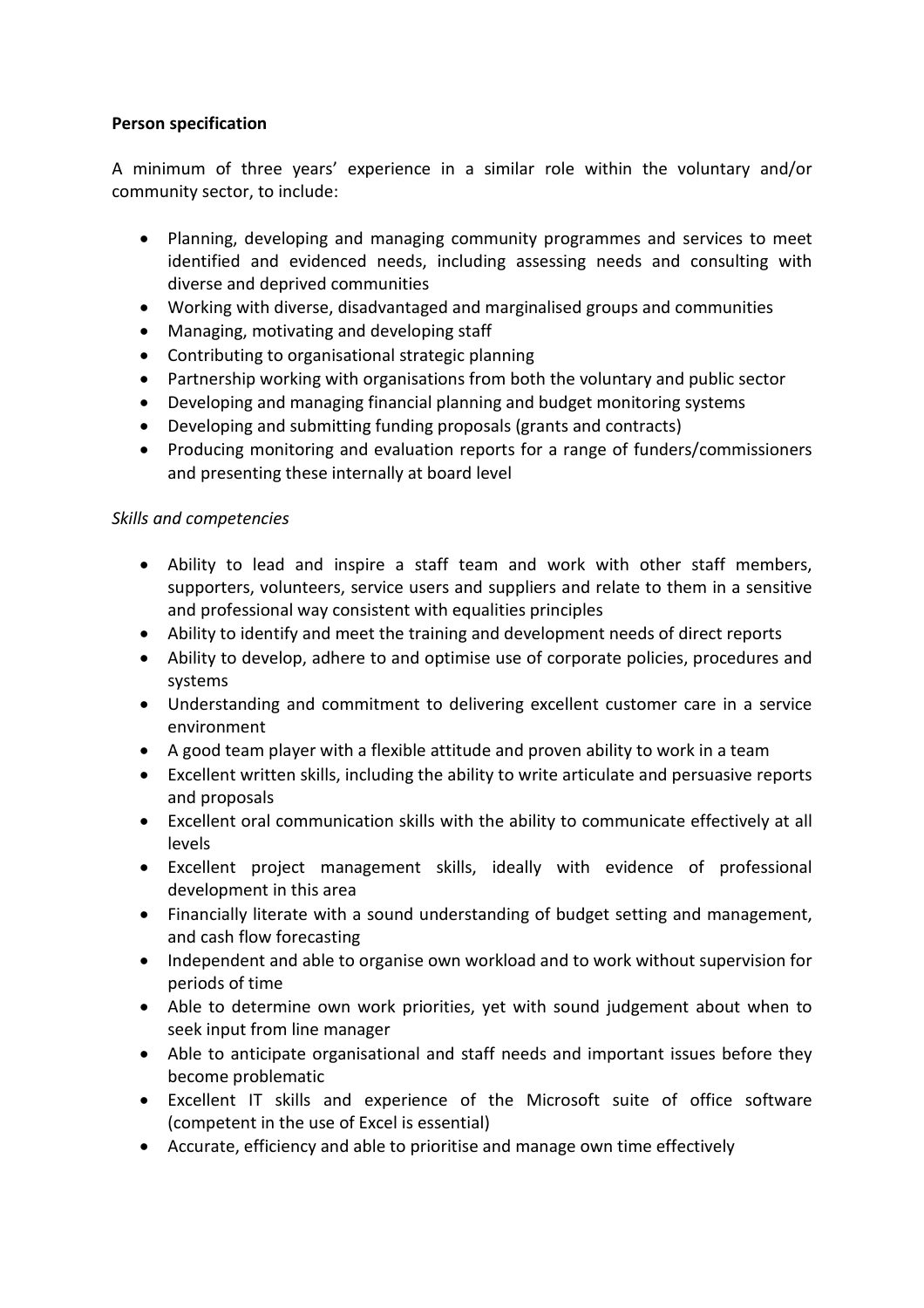**Person specification**

A minimum of three years' experience in a similar role within the voluntary and/or community sector, to include:

- Planning, developing and managing community programmes and services to meet identified and evidenced needs, including assessing needs and consulting with diverse and deprived communities
- Working with diverse, disadvantaged and marginalised groups and communities
- Managing, motivating and developing staff
- Contributing to organisational strategic planning
- Partnership working with organisations from both the voluntary and public sector
- Developing and managing financial planning and budget monitoring systems
- Developing and submitting funding proposals (grants and contracts)
- Producing monitoring and evaluation reports for a range of funders/commissioners and presenting these internally at board level

*Skills and competencies*

- Ability to lead and inspire a staff team and work with other staff members, supporters, volunteers, service users and suppliers and relate to them in a sensitive and professional way consistent with equalities principles
- Ability to identify and meet the training and development needs of direct reports
- Ability to develop, adhere to and optimise use of corporate policies, procedures and systems
- Understanding and commitment to delivering excellent customer care in a service environment
- A good team player with a flexible attitude and proven ability to work in a team
- Excellent written skills, including the ability to write articulate and persuasive reports and proposals
- Excellent oral communication skills with the ability to communicate effectively at all levels
- Excellent project management skills, ideally with evidence of professional development in this area
- Financially literate with a sound understanding of budget setting and management, and cash flow forecasting
- Independent and able to organise own workload and to work without supervision for periods of time
- Able to determine own work priorities, yet with sound judgement about when to seek input from line manager
- Able to anticipate organisational and staff needs and important issues before they become problematic
- Excellent IT skills and experience of the Microsoft suite of office software (competent in the use of Excel is essential)
- Accurate, efficiency and able to prioritise and manage own time effectively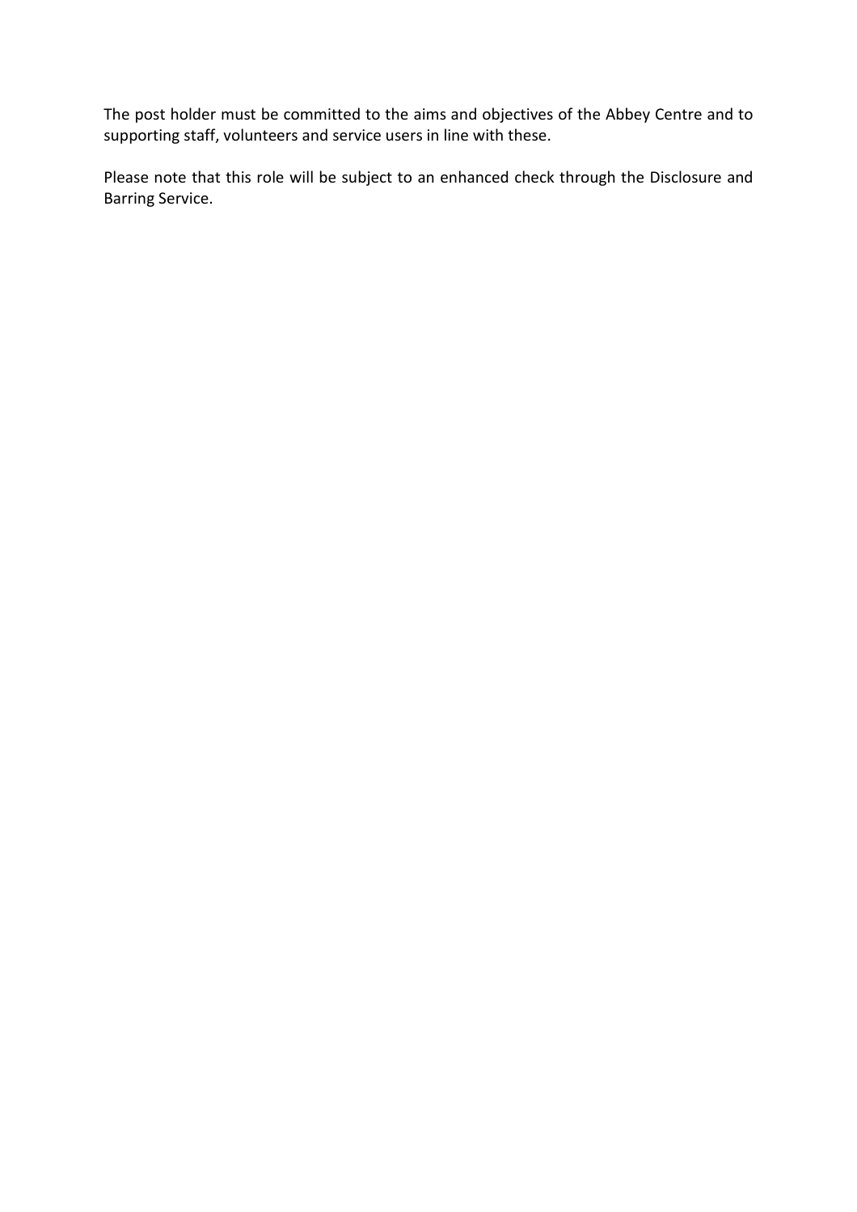The post holder must be committed to the aims and objectives of the Abbey Centre and to supporting staff, volunteers and service users in line with these.

Please note that this role will be subject to an enhanced check through the Disclosure and Barring Service.